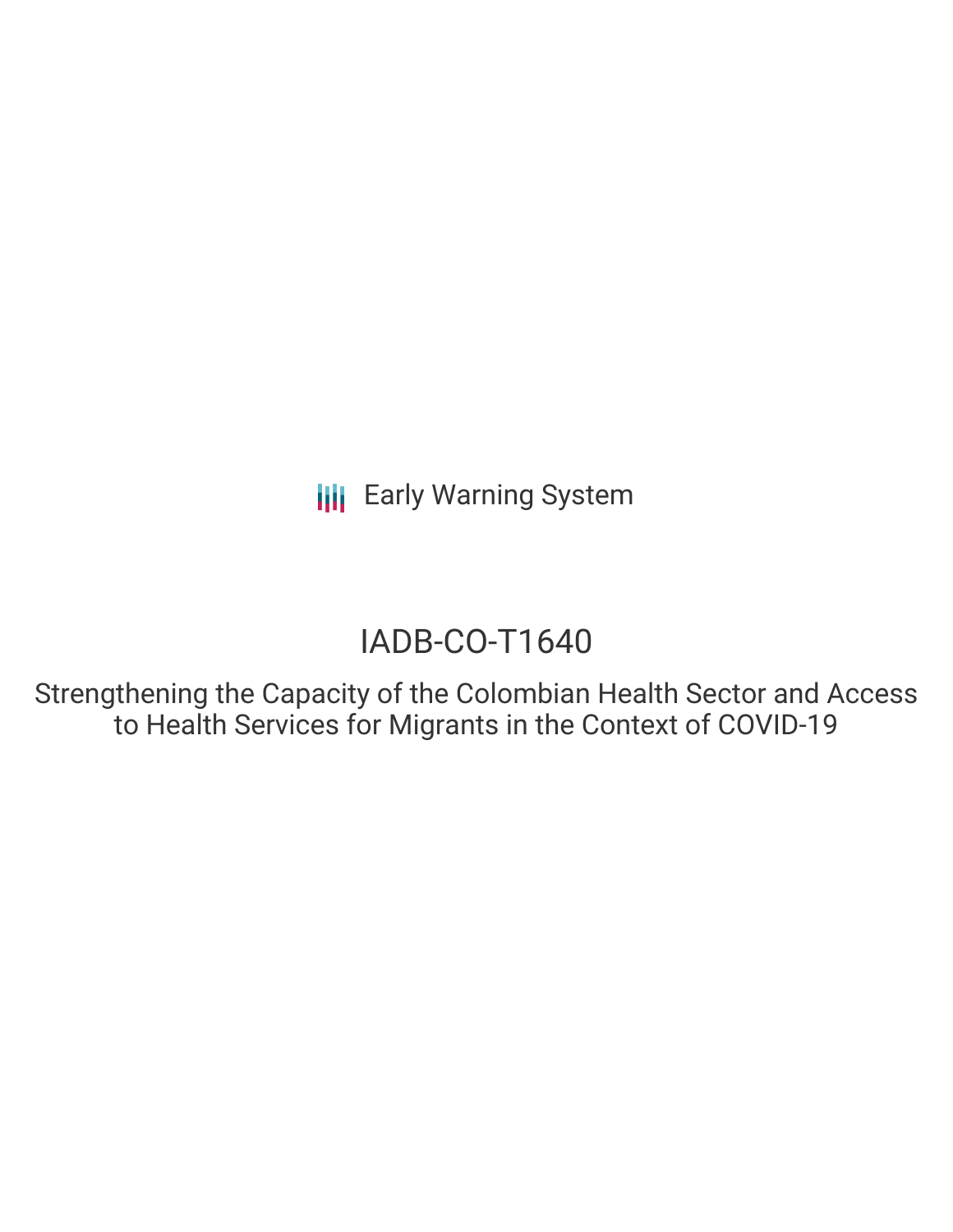Early Warning System

# IADB-CO-T1640

## Strengthening the Capacity of the Colombian Health Sector and Access to Health Services for Migrants in the Context of COVID-19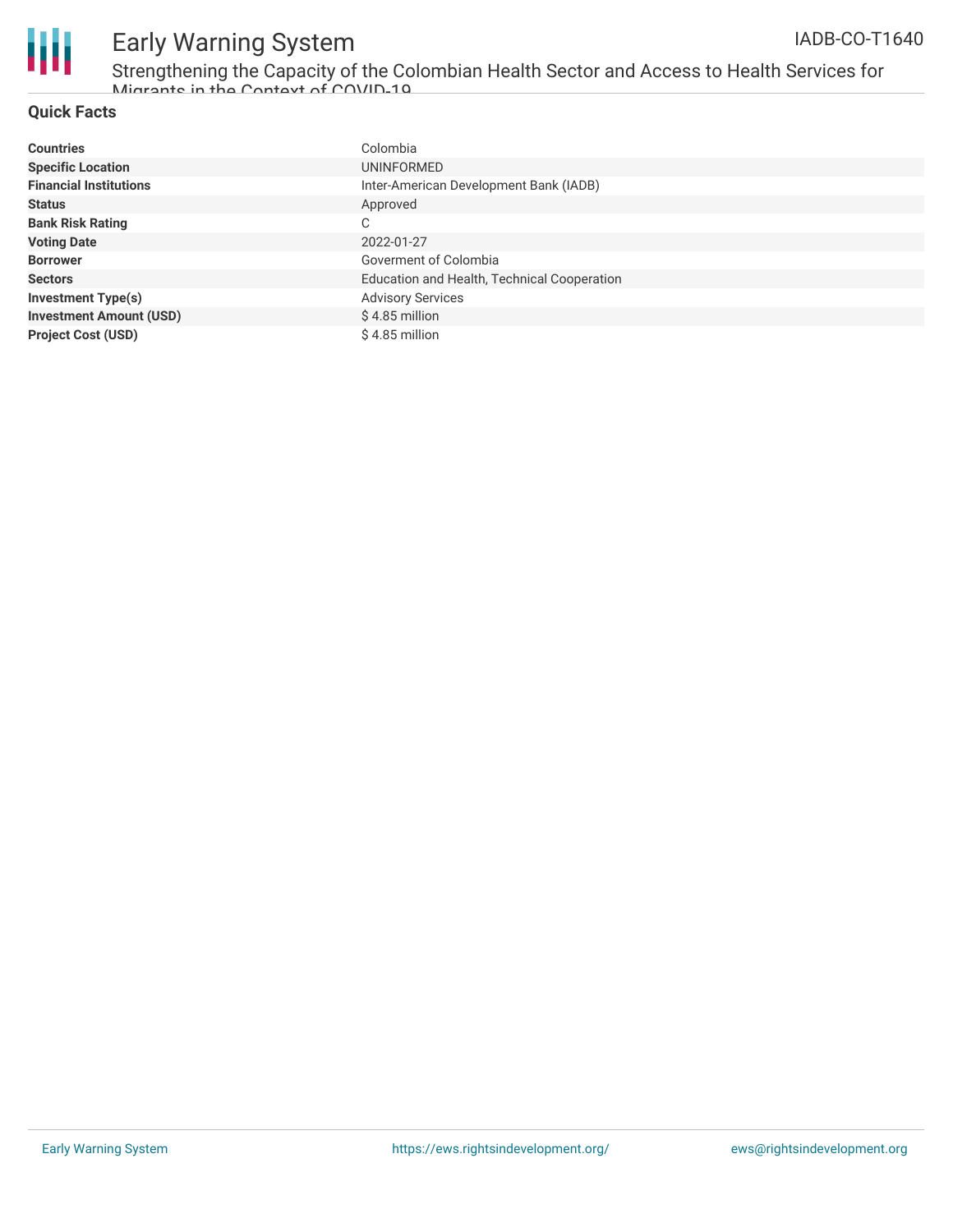## Quick Facts

| | |
|---|---|
| **Countries** | Colombia |
| **Specific Location** | UNINFORMED |
| **Financial Institutions** | Inter-American Development Bank (IADB) |
| **Status** | Approved |
| **Bank Risk Rating** | C |
| **Voting Date** | 2022-01-27 |
| **Borrower** | Goverment of Colombia |
| **Sectors** | Education and Health, Technical Cooperation |
| **Investment Type(s)** | Advisory Services |
| **Investment Amount (USD)** | $ 4.85 million |
| **Project Cost (USD)** | $ 4.85 million |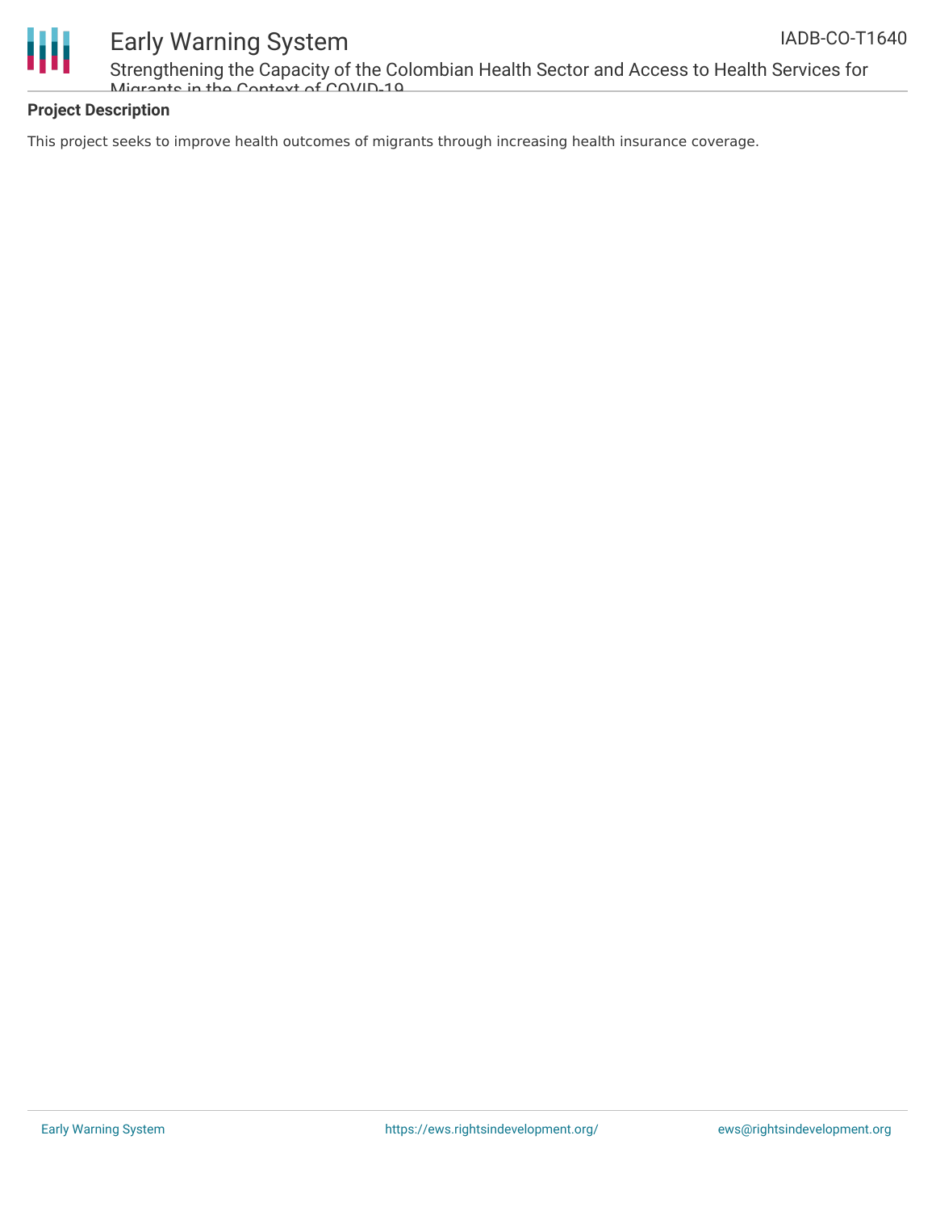**Project Description**

This project seeks to improve health outcomes of migrants through increasing health insurance coverage.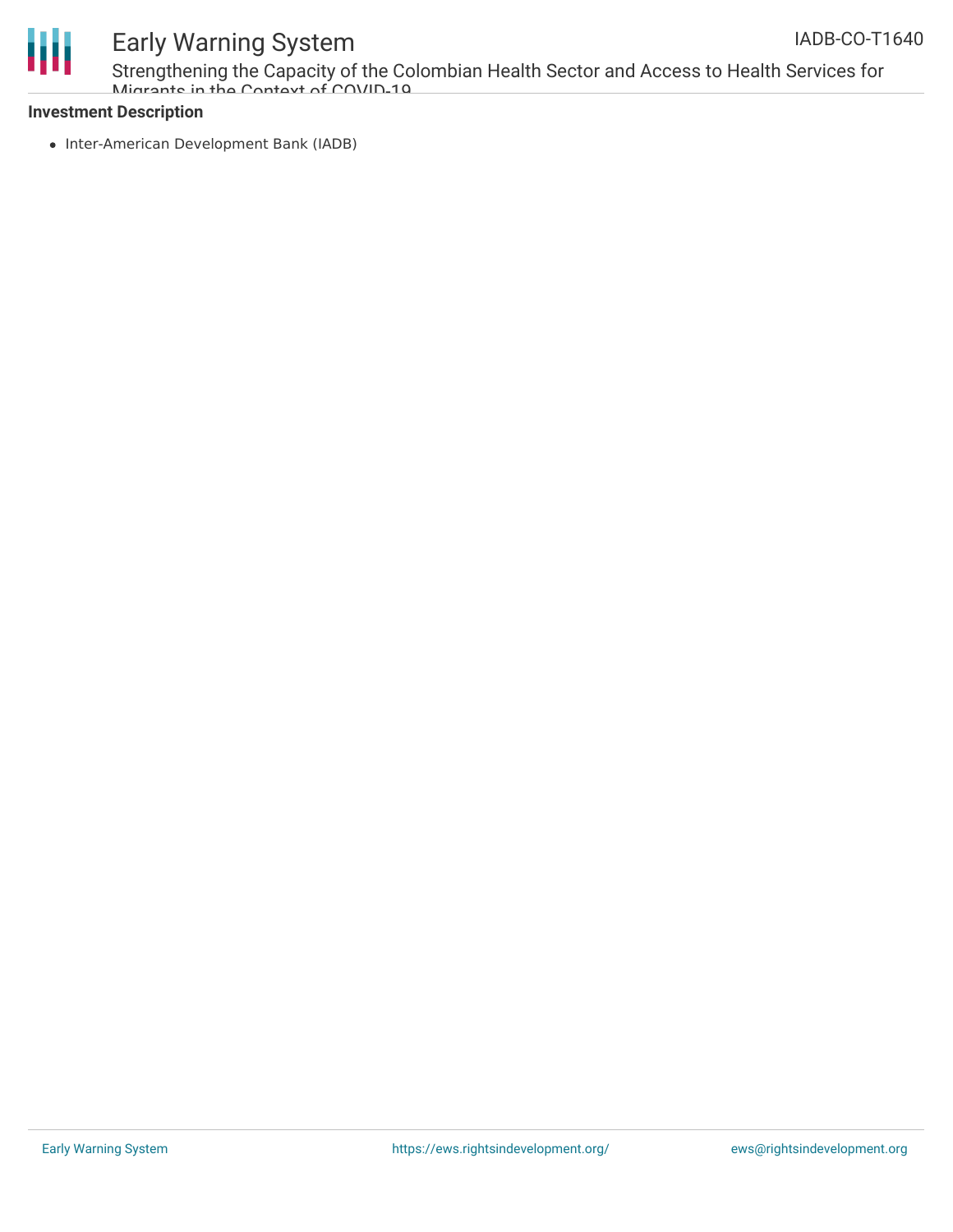**Investment Description**

- Inter-American Development Bank (IADB)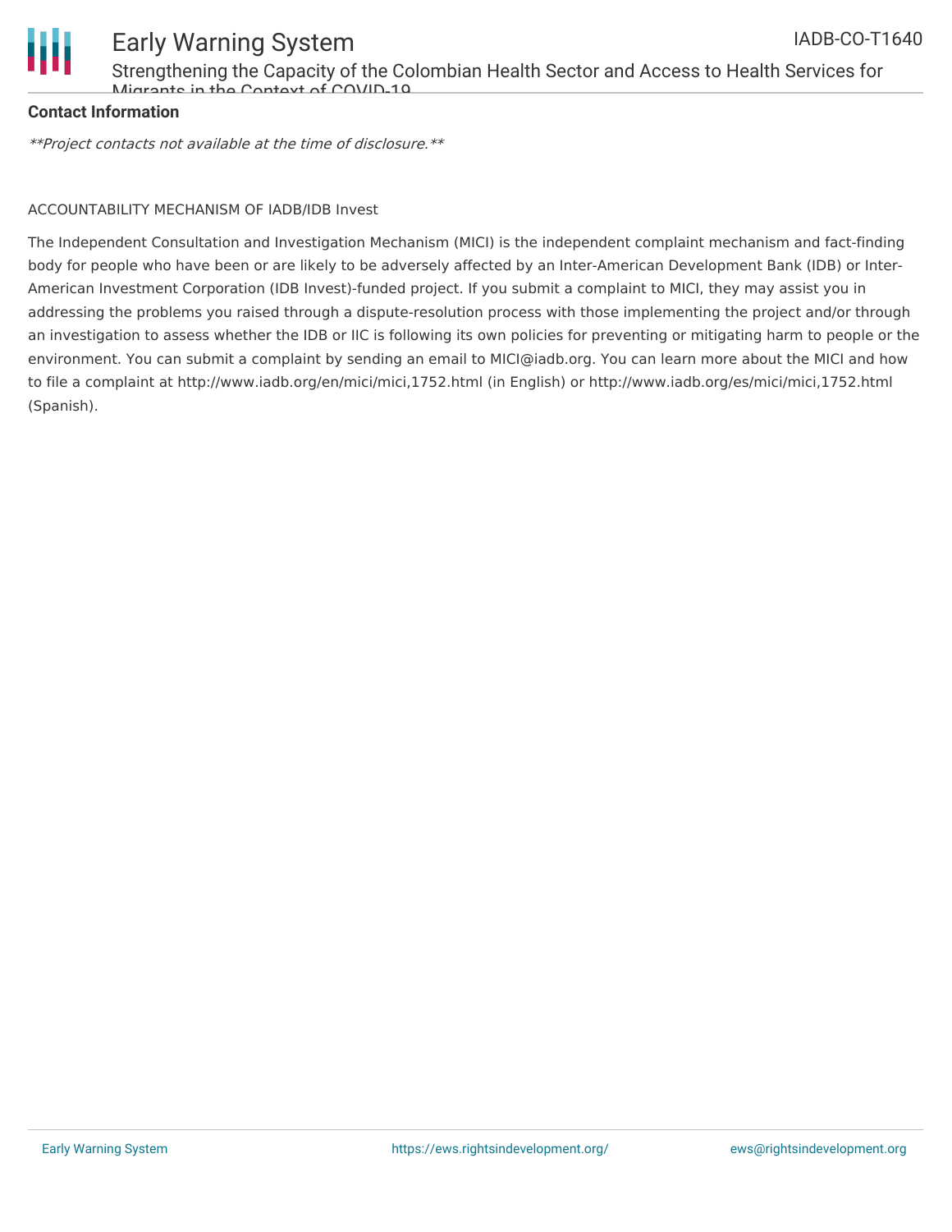**Contact Information**

*\*\*Project contacts not available at the time of disclosure.\*\**

ACCOUNTABILITY MECHANISM OF IADB/IDB Invest

The Independent Consultation and Investigation Mechanism (MICI) is the independent complaint mechanism and fact-finding body for people who have been or are likely to be adversely affected by an Inter-American Development Bank (IDB) or Inter-American Investment Corporation (IDB Invest)-funded project. If you submit a complaint to MICI, they may assist you in addressing the problems you raised through a dispute-resolution process with those implementing the project and/or through an investigation to assess whether the IDB or IIC is following its own policies for preventing or mitigating harm to people or the environment. You can submit a complaint by sending an email to MICI@iadb.org. You can learn more about the MICI and how to file a complaint at http://www.iadb.org/en/mici/mici,1752.html (in English) or http://www.iadb.org/es/mici/mici,1752.html (Spanish).